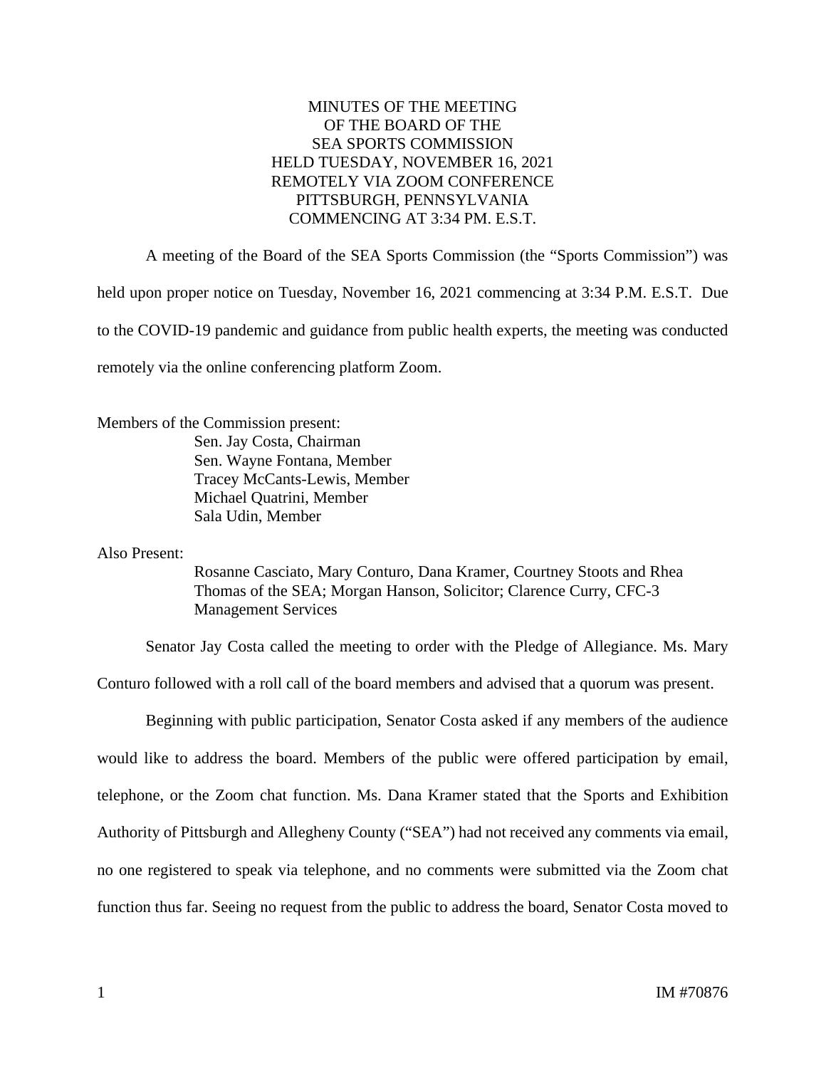# MINUTES OF THE MEETING OF THE BOARD OF THE SEA SPORTS COMMISSION HELD TUESDAY, NOVEMBER 16, 2021 REMOTELY VIA ZOOM CONFERENCE PITTSBURGH, PENNSYLVANIA COMMENCING AT 3:34 PM. E.S.T.

A meeting of the Board of the SEA Sports Commission (the "Sports Commission") was held upon proper notice on Tuesday, November 16, 2021 commencing at 3:34 P.M. E.S.T. Due to the COVID-19 pandemic and guidance from public health experts, the meeting was conducted remotely via the online conferencing platform Zoom.

Members of the Commission present:

Sen. Jay Costa, Chairman
Sen. Wayne Fontana, Member
Tracey McCants-Lewis, Member
Michael Quatrini, Member
Sala Udin, Member

Also Present:

Rosanne Casciato, Mary Conturo, Dana Kramer, Courtney Stoots and Rhea Thomas of the SEA; Morgan Hanson, Solicitor; Clarence Curry, CFC-3 Management Services

Senator Jay Costa called the meeting to order with the Pledge of Allegiance. Ms. Mary Conturo followed with a roll call of the board members and advised that a quorum was present.

Beginning with public participation, Senator Costa asked if any members of the audience would like to address the board. Members of the public were offered participation by email, telephone, or the Zoom chat function. Ms. Dana Kramer stated that the Sports and Exhibition Authority of Pittsburgh and Allegheny County ("SEA") had not received any comments via email, no one registered to speak via telephone, and no comments were submitted via the Zoom chat function thus far. Seeing no request from the public to address the board, Senator Costa moved to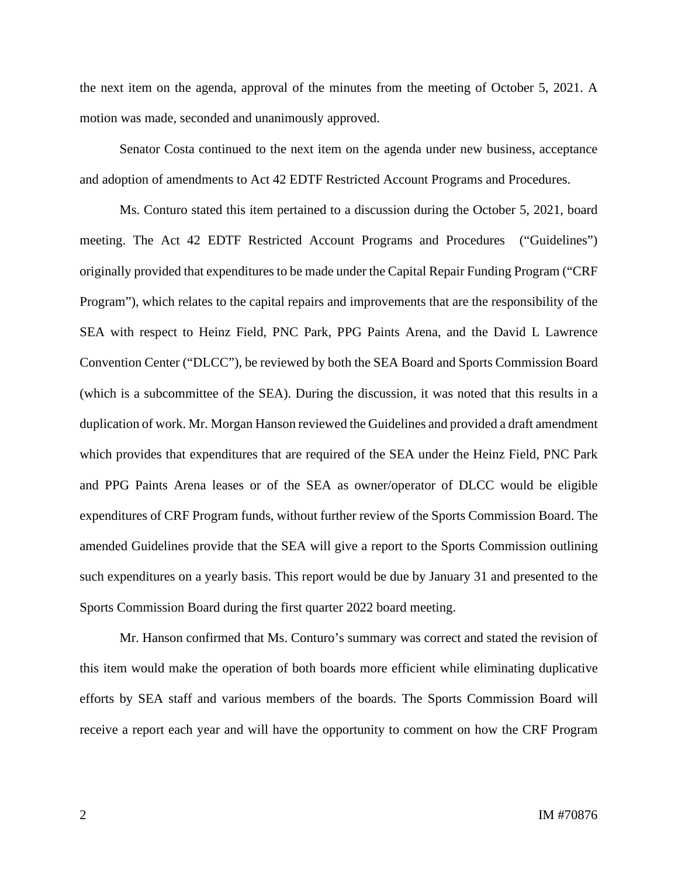the next item on the agenda, approval of the minutes from the meeting of October 5, 2021. A motion was made, seconded and unanimously approved.

Senator Costa continued to the next item on the agenda under new business, acceptance and adoption of amendments to Act 42 EDTF Restricted Account Programs and Procedures.

Ms. Conturo stated this item pertained to a discussion during the October 5, 2021, board meeting. The Act 42 EDTF Restricted Account Programs and Procedures ("Guidelines") originally provided that expenditures to be made under the Capital Repair Funding Program ("CRF Program"), which relates to the capital repairs and improvements that are the responsibility of the SEA with respect to Heinz Field, PNC Park, PPG Paints Arena, and the David L Lawrence Convention Center ("DLCC"), be reviewed by both the SEA Board and Sports Commission Board (which is a subcommittee of the SEA). During the discussion, it was noted that this results in a duplication of work. Mr. Morgan Hanson reviewed the Guidelines and provided a draft amendment which provides that expenditures that are required of the SEA under the Heinz Field, PNC Park and PPG Paints Arena leases or of the SEA as owner/operator of DLCC would be eligible expenditures of CRF Program funds, without further review of the Sports Commission Board. The amended Guidelines provide that the SEA will give a report to the Sports Commission outlining such expenditures on a yearly basis. This report would be due by January 31 and presented to the Sports Commission Board during the first quarter 2022 board meeting.

Mr. Hanson confirmed that Ms. Conturo's summary was correct and stated the revision of this item would make the operation of both boards more efficient while eliminating duplicative efforts by SEA staff and various members of the boards. The Sports Commission Board will receive a report each year and will have the opportunity to comment on how the CRF Program

IM #70876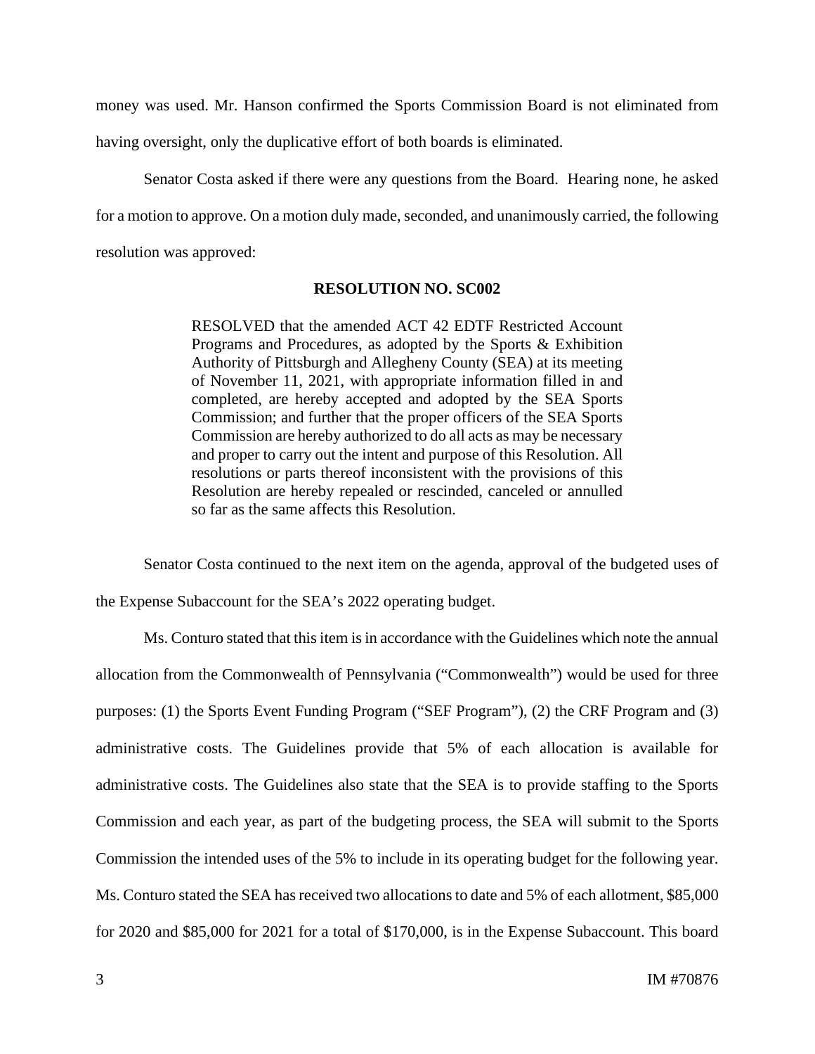money was used. Mr. Hanson confirmed the Sports Commission Board is not eliminated from having oversight, only the duplicative effort of both boards is eliminated.

Senator Costa asked if there were any questions from the Board. Hearing none, he asked for a motion to approve. On a motion duly made, seconded, and unanimously carried, the following resolution was approved:

**RESOLUTION NO. SC002**

> RESOLVED that the amended ACT 42 EDTF Restricted Account Programs and Procedures, as adopted by the Sports & Exhibition Authority of Pittsburgh and Allegheny County (SEA) at its meeting of November 11, 2021, with appropriate information filled in and completed, are hereby accepted and adopted by the SEA Sports Commission; and further that the proper officers of the SEA Sports Commission are hereby authorized to do all acts as may be necessary and proper to carry out the intent and purpose of this Resolution. All resolutions or parts thereof inconsistent with the provisions of this Resolution are hereby repealed or rescinded, canceled or annulled so far as the same affects this Resolution.

Senator Costa continued to the next item on the agenda, approval of the budgeted uses of the Expense Subaccount for the SEA's 2022 operating budget.

Ms. Conturo stated that this item is in accordance with the Guidelines which note the annual allocation from the Commonwealth of Pennsylvania ("Commonwealth") would be used for three purposes: (1) the Sports Event Funding Program ("SEF Program"), (2) the CRF Program and (3) administrative costs. The Guidelines provide that 5% of each allocation is available for administrative costs. The Guidelines also state that the SEA is to provide staffing to the Sports Commission and each year, as part of the budgeting process, the SEA will submit to the Sports Commission the intended uses of the 5% to include in its operating budget for the following year. Ms. Conturo stated the SEA has received two allocations to date and 5% of each allotment, $85,000 for 2020 and $85,000 for 2021 for a total of $170,000, is in the Expense Subaccount. This board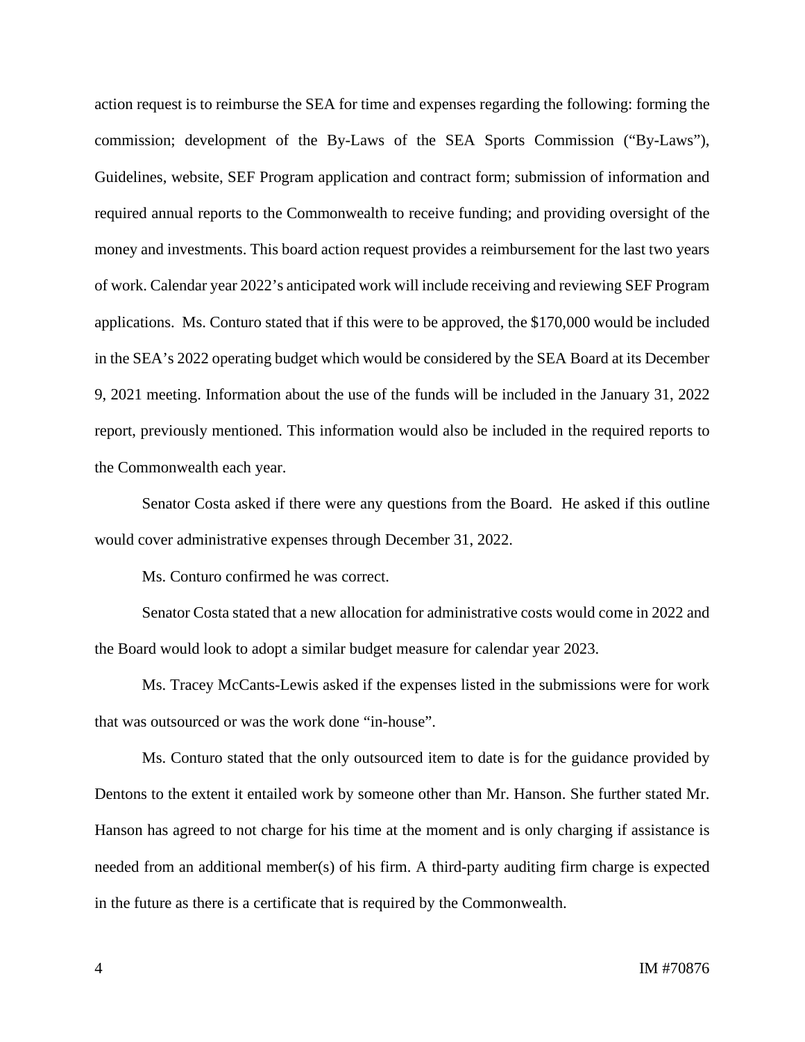action request is to reimburse the SEA for time and expenses regarding the following: forming the commission; development of the By-Laws of the SEA Sports Commission ("By-Laws"), Guidelines, website, SEF Program application and contract form; submission of information and required annual reports to the Commonwealth to receive funding; and providing oversight of the money and investments. This board action request provides a reimbursement for the last two years of work. Calendar year 2022's anticipated work will include receiving and reviewing SEF Program applications. Ms. Conturo stated that if this were to be approved, the $170,000 would be included in the SEA's 2022 operating budget which would be considered by the SEA Board at its December 9, 2021 meeting. Information about the use of the funds will be included in the January 31, 2022 report, previously mentioned. This information would also be included in the required reports to the Commonwealth each year.

Senator Costa asked if there were any questions from the Board. He asked if this outline would cover administrative expenses through December 31, 2022.

Ms. Conturo confirmed he was correct.

Senator Costa stated that a new allocation for administrative costs would come in 2022 and the Board would look to adopt a similar budget measure for calendar year 2023.

Ms. Tracey McCants-Lewis asked if the expenses listed in the submissions were for work that was outsourced or was the work done "in-house".

Ms. Conturo stated that the only outsourced item to date is for the guidance provided by Dentons to the extent it entailed work by someone other than Mr. Hanson. She further stated Mr. Hanson has agreed to not charge for his time at the moment and is only charging if assistance is needed from an additional member(s) of his firm. A third-party auditing firm charge is expected in the future as there is a certificate that is required by the Commonwealth.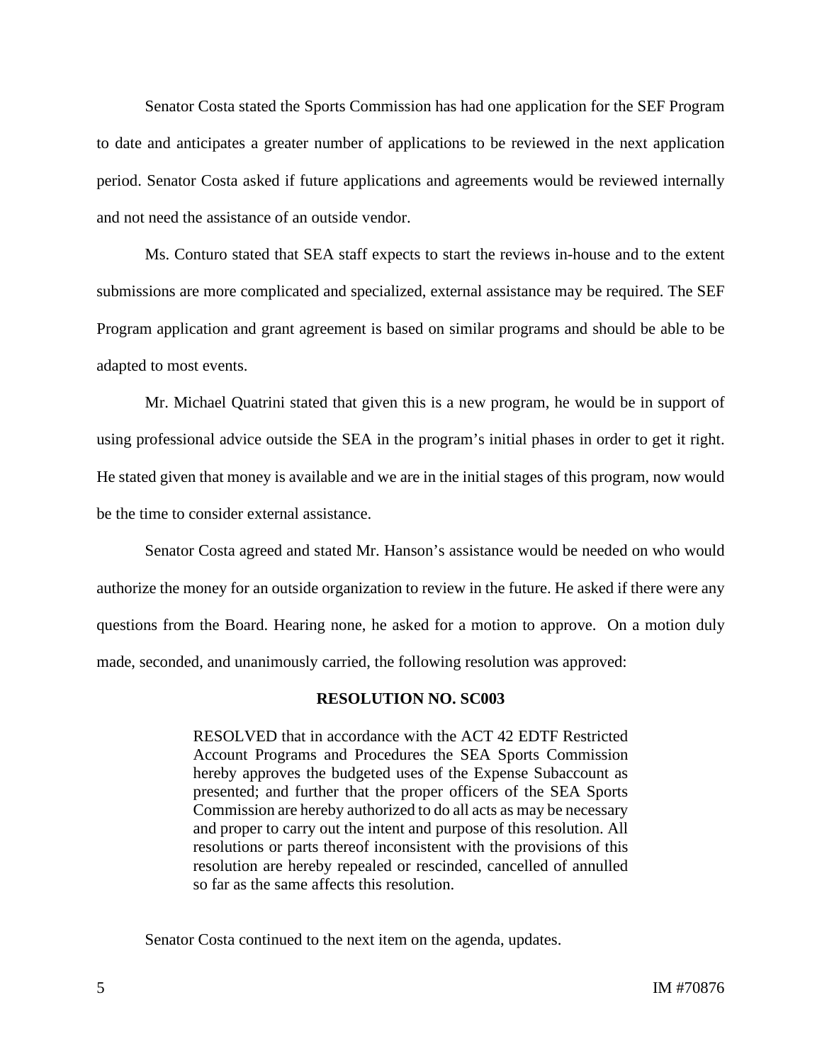Senator Costa stated the Sports Commission has had one application for the SEF Program to date and anticipates a greater number of applications to be reviewed in the next application period. Senator Costa asked if future applications and agreements would be reviewed internally and not need the assistance of an outside vendor.

Ms. Conturo stated that SEA staff expects to start the reviews in-house and to the extent submissions are more complicated and specialized, external assistance may be required. The SEF Program application and grant agreement is based on similar programs and should be able to be adapted to most events.

Mr. Michael Quatrini stated that given this is a new program, he would be in support of using professional advice outside the SEA in the program's initial phases in order to get it right. He stated given that money is available and we are in the initial stages of this program, now would be the time to consider external assistance.

Senator Costa agreed and stated Mr. Hanson's assistance would be needed on who would authorize the money for an outside organization to review in the future. He asked if there were any questions from the Board. Hearing none, he asked for a motion to approve. On a motion duly made, seconded, and unanimously carried, the following resolution was approved:

**RESOLUTION NO. SC003**

> RESOLVED that in accordance with the ACT 42 EDTF Restricted Account Programs and Procedures the SEA Sports Commission hereby approves the budgeted uses of the Expense Subaccount as presented; and further that the proper officers of the SEA Sports Commission are hereby authorized to do all acts as may be necessary and proper to carry out the intent and purpose of this resolution. All resolutions or parts thereof inconsistent with the provisions of this resolution are hereby repealed or rescinded, cancelled of annulled so far as the same affects this resolution.

Senator Costa continued to the next item on the agenda, updates.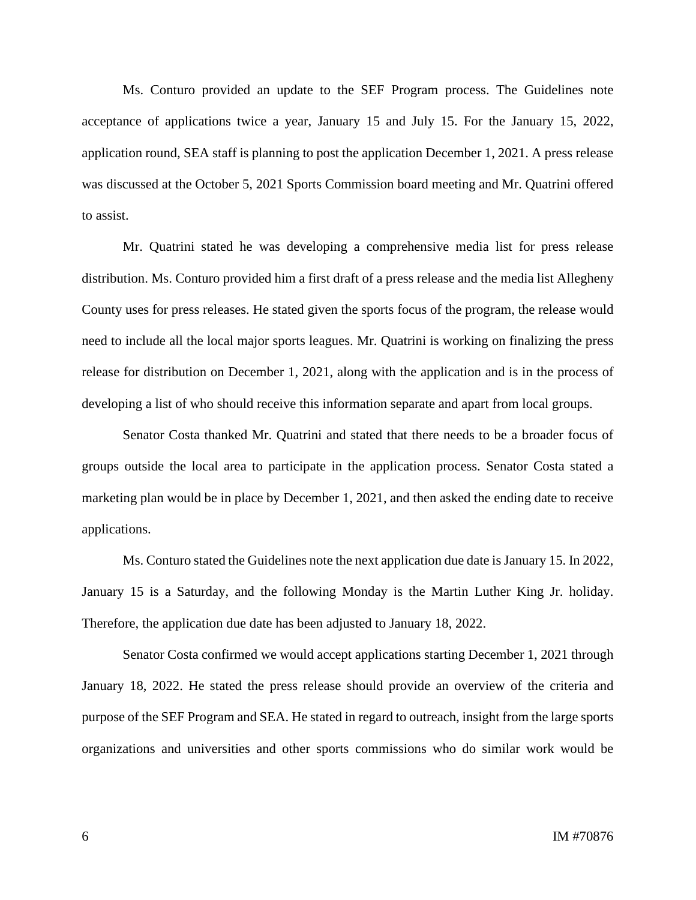Ms. Conturo provided an update to the SEF Program process. The Guidelines note acceptance of applications twice a year, January 15 and July 15. For the January 15, 2022, application round, SEA staff is planning to post the application December 1, 2021. A press release was discussed at the October 5, 2021 Sports Commission board meeting and Mr. Quatrini offered to assist.

Mr. Quatrini stated he was developing a comprehensive media list for press release distribution. Ms. Conturo provided him a first draft of a press release and the media list Allegheny County uses for press releases. He stated given the sports focus of the program, the release would need to include all the local major sports leagues. Mr. Quatrini is working on finalizing the press release for distribution on December 1, 2021, along with the application and is in the process of developing a list of who should receive this information separate and apart from local groups.

Senator Costa thanked Mr. Quatrini and stated that there needs to be a broader focus of groups outside the local area to participate in the application process. Senator Costa stated a marketing plan would be in place by December 1, 2021, and then asked the ending date to receive applications.

Ms. Conturo stated the Guidelines note the next application due date is January 15. In 2022, January 15 is a Saturday, and the following Monday is the Martin Luther King Jr. holiday. Therefore, the application due date has been adjusted to January 18, 2022.

Senator Costa confirmed we would accept applications starting December 1, 2021 through January 18, 2022. He stated the press release should provide an overview of the criteria and purpose of the SEF Program and SEA. He stated in regard to outreach, insight from the large sports organizations and universities and other sports commissions who do similar work would be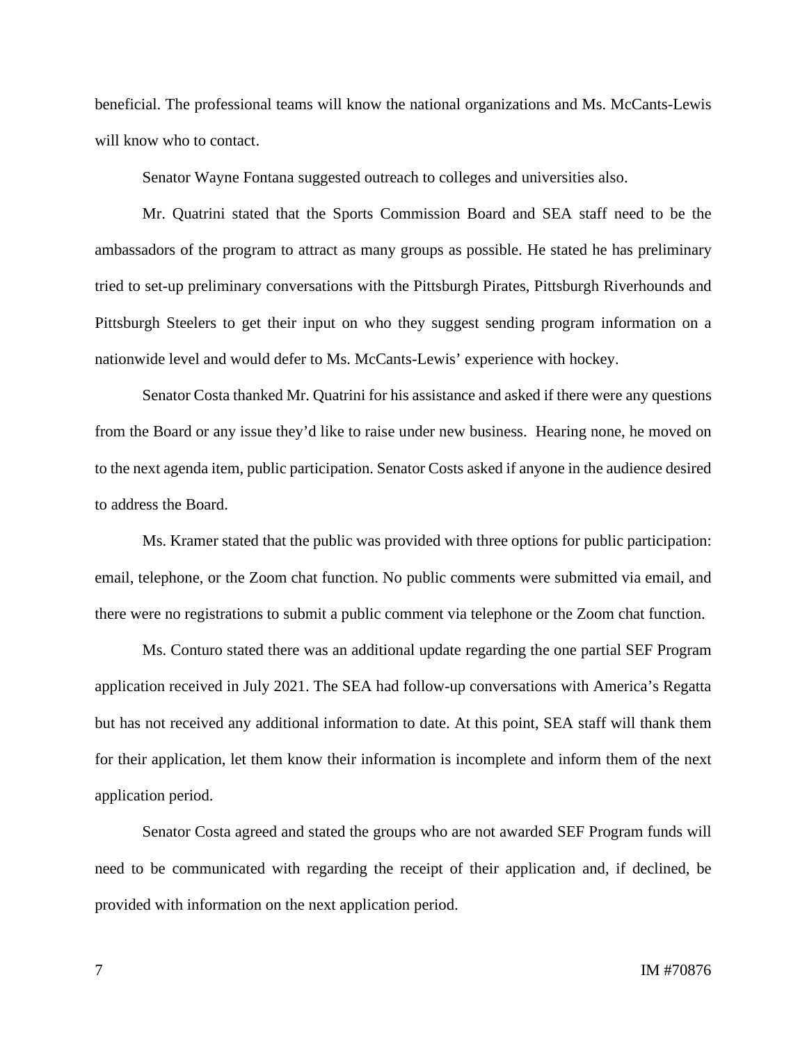beneficial. The professional teams will know the national organizations and Ms. McCants-Lewis will know who to contact.

Senator Wayne Fontana suggested outreach to colleges and universities also.

Mr. Quatrini stated that the Sports Commission Board and SEA staff need to be the ambassadors of the program to attract as many groups as possible. He stated he has preliminary tried to set-up preliminary conversations with the Pittsburgh Pirates, Pittsburgh Riverhounds and Pittsburgh Steelers to get their input on who they suggest sending program information on a nationwide level and would defer to Ms. McCants-Lewis' experience with hockey.

Senator Costa thanked Mr. Quatrini for his assistance and asked if there were any questions from the Board or any issue they'd like to raise under new business. Hearing none, he moved on to the next agenda item, public participation. Senator Costs asked if anyone in the audience desired to address the Board.

Ms. Kramer stated that the public was provided with three options for public participation: email, telephone, or the Zoom chat function. No public comments were submitted via email, and there were no registrations to submit a public comment via telephone or the Zoom chat function.

Ms. Conturo stated there was an additional update regarding the one partial SEF Program application received in July 2021. The SEA had follow-up conversations with America's Regatta but has not received any additional information to date. At this point, SEA staff will thank them for their application, let them know their information is incomplete and inform them of the next application period.

Senator Costa agreed and stated the groups who are not awarded SEF Program funds will need to be communicated with regarding the receipt of their application and, if declined, be provided with information on the next application period.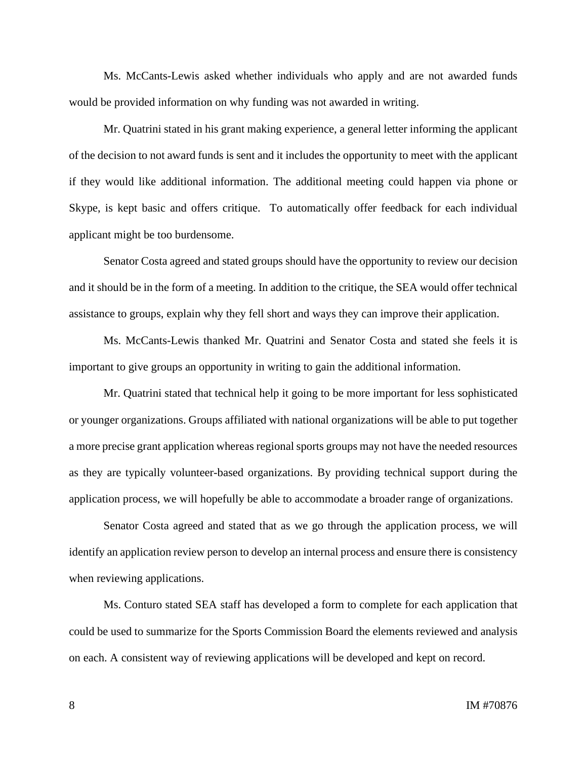Ms. McCants-Lewis asked whether individuals who apply and are not awarded funds would be provided information on why funding was not awarded in writing.

Mr. Quatrini stated in his grant making experience, a general letter informing the applicant of the decision to not award funds is sent and it includes the opportunity to meet with the applicant if they would like additional information. The additional meeting could happen via phone or Skype, is kept basic and offers critique. To automatically offer feedback for each individual applicant might be too burdensome.

Senator Costa agreed and stated groups should have the opportunity to review our decision and it should be in the form of a meeting. In addition to the critique, the SEA would offer technical assistance to groups, explain why they fell short and ways they can improve their application.

Ms. McCants-Lewis thanked Mr. Quatrini and Senator Costa and stated she feels it is important to give groups an opportunity in writing to gain the additional information.

Mr. Quatrini stated that technical help it going to be more important for less sophisticated or younger organizations. Groups affiliated with national organizations will be able to put together a more precise grant application whereas regional sports groups may not have the needed resources as they are typically volunteer-based organizations. By providing technical support during the application process, we will hopefully be able to accommodate a broader range of organizations.

Senator Costa agreed and stated that as we go through the application process, we will identify an application review person to develop an internal process and ensure there is consistency when reviewing applications.

Ms. Conturo stated SEA staff has developed a form to complete for each application that could be used to summarize for the Sports Commission Board the elements reviewed and analysis on each. A consistent way of reviewing applications will be developed and kept on record.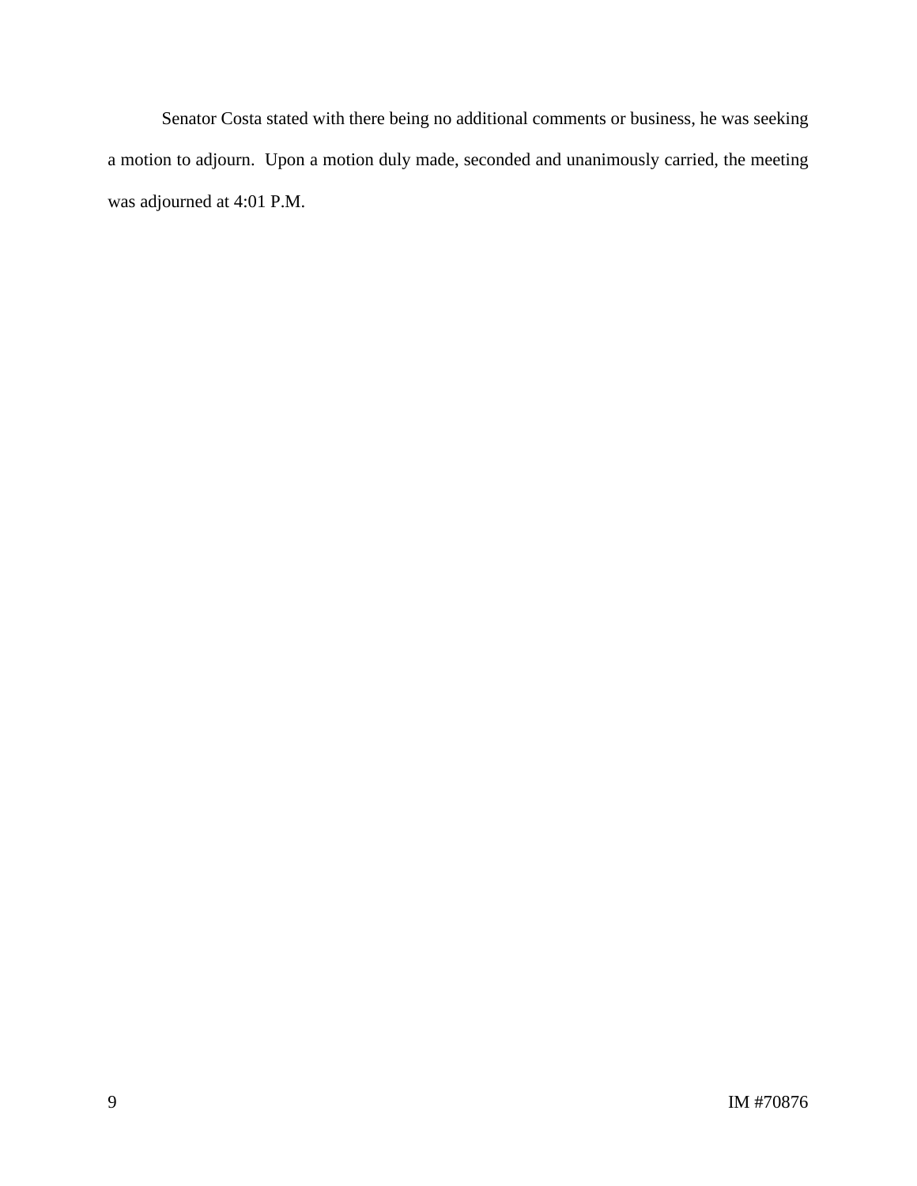Senator Costa stated with there being no additional comments or business, he was seeking a motion to adjourn. Upon a motion duly made, seconded and unanimously carried, the meeting was adjourned at 4:01 P.M.